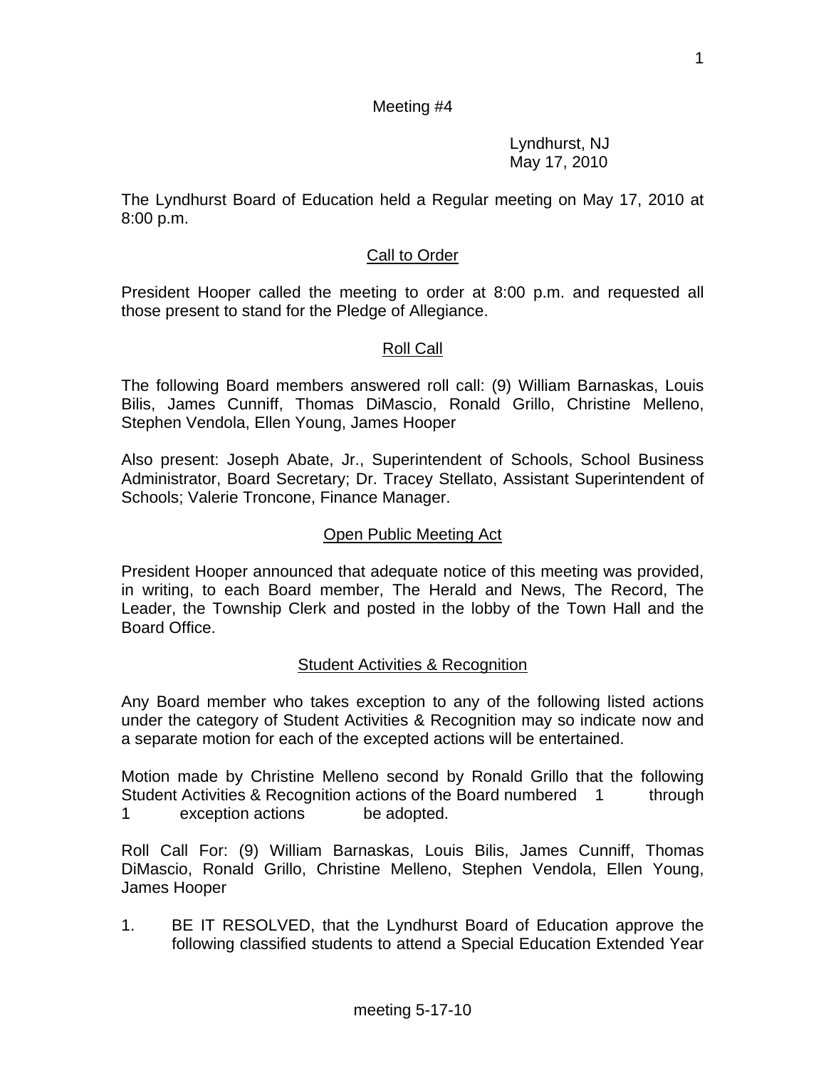Meeting #4

Lyndhurst, NJ
May 17, 2010

The Lyndhurst Board of Education held a Regular meeting on May 17, 2010 at 8:00 p.m.

## Call to Order

President Hooper called the meeting to order at 8:00 p.m. and requested all those present to stand for the Pledge of Allegiance.

## Roll Call

The following Board members answered roll call: (9) William Barnaskas, Louis Bilis, James Cunniff, Thomas DiMascio, Ronald Grillo, Christine Melleno, Stephen Vendola, Ellen Young, James Hooper

Also present: Joseph Abate, Jr., Superintendent of Schools, School Business Administrator, Board Secretary; Dr. Tracey Stellato, Assistant Superintendent of Schools; Valerie Troncone, Finance Manager.

## Open Public Meeting Act

President Hooper announced that adequate notice of this meeting was provided, in writing, to each Board member, The Herald and News, The Record, The Leader, the Township Clerk and posted in the lobby of the Town Hall and the Board Office.

## Student Activities & Recognition

Any Board member who takes exception to any of the following listed actions under the category of Student Activities & Recognition may so indicate now and a separate motion for each of the excepted actions will be entertained.

Motion made by Christine Melleno second by Ronald Grillo that the following Student Activities & Recognition actions of the Board numbered 1 through 1 exception actions be adopted.

Roll Call For: (9) William Barnaskas, Louis Bilis, James Cunniff, Thomas DiMascio, Ronald Grillo, Christine Melleno, Stephen Vendola, Ellen Young, James Hooper

1. BE IT RESOLVED, that the Lyndhurst Board of Education approve the following classified students to attend a Special Education Extended Year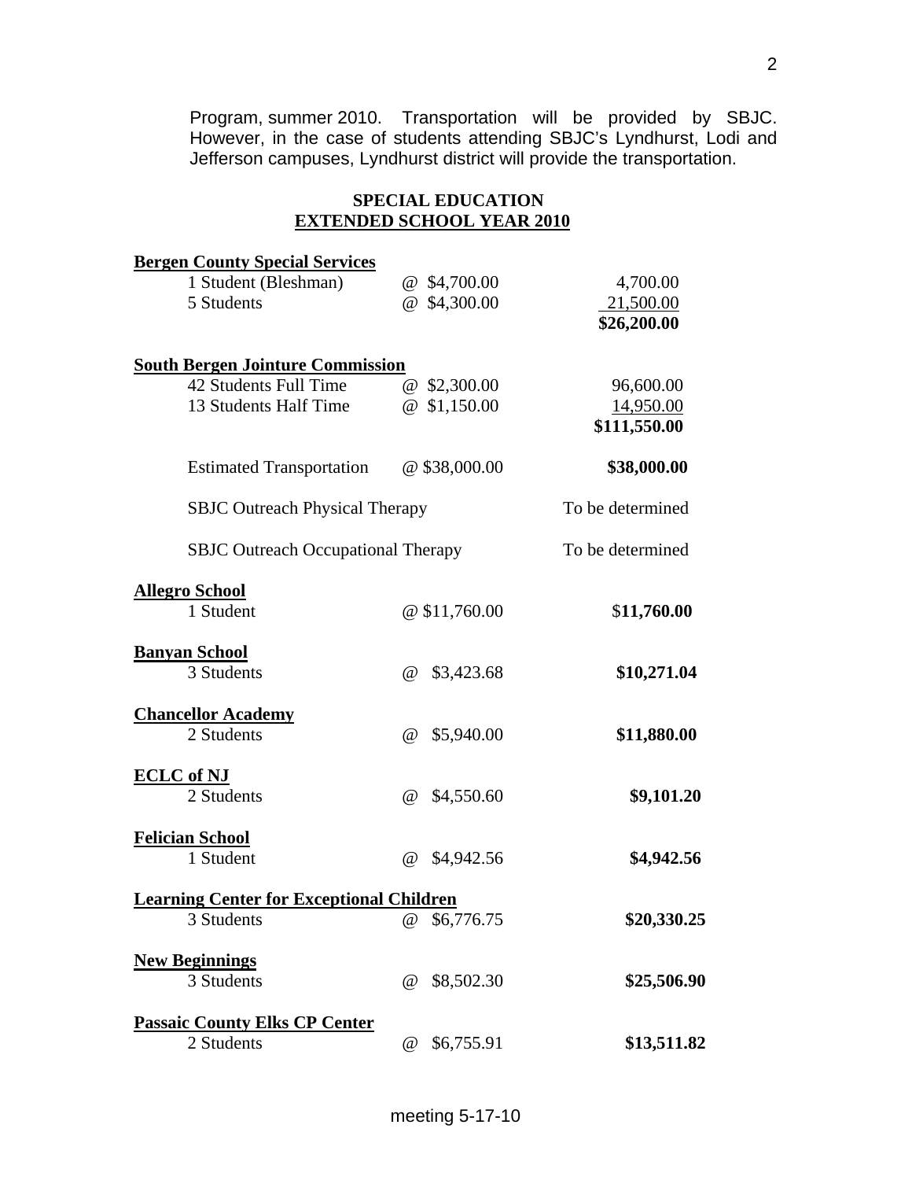Program, summer 2010. Transportation will be provided by SBJC. However, in the case of students attending SBJC's Lyndhurst, Lodi and Jefferson campuses, Lyndhurst district will provide the transportation.

## SPECIAL EDUCATION
## EXTENDED SCHOOL YEAR 2010

| | | |
|---|---|---|
| **Bergen County Special Services** | | |
| 1 Student (Bleshman) | @ $4,700.00 | 4,700.00 |
| 5 Students | @ $4,300.00 | 21,500.00 |
| | | **$26,200.00** |
| **South Bergen Jointure Commission** | | |
| 42 Students Full Time | @ $2,300.00 | 96,600.00 |
| 13 Students Half Time | @ $1,150.00 | 14,950.00 |
| | | **$111,550.00** |
| Estimated Transportation | @ $38,000.00 | **$38,000.00** |
| SBJC Outreach Physical Therapy | | To be determined |
| SBJC Outreach Occupational Therapy | | To be determined |
| **Allegro School** | | |
| 1 Student | @ $11,760.00 | $**11,760.00** |
| **Banyan School** | | |
| 3 Students | @ $3,423.68 | **$10,271.04** |
| **Chancellor Academy** | | |
| 2 Students | @ $5,940.00 | **$11,880.00** |
| **ECLC of NJ** | | |
| 2 Students | @ $4,550.60 | **$9,101.20** |
| **Felician School** | | |
| 1 Student | @ $4,942.56 | **$4,942.56** |
| **Learning Center for Exceptional Children** | | |
| 3 Students | @ $6,776.75 | **$20,330.25** |
| **New Beginnings** | | |
| 3 Students | @ $8,502.30 | **$25,506.90** |
| **Passaic County Elks CP Center** | | |
| 2 Students | @ $6,755.91 | **$13,511.82** |

meeting 5-17-10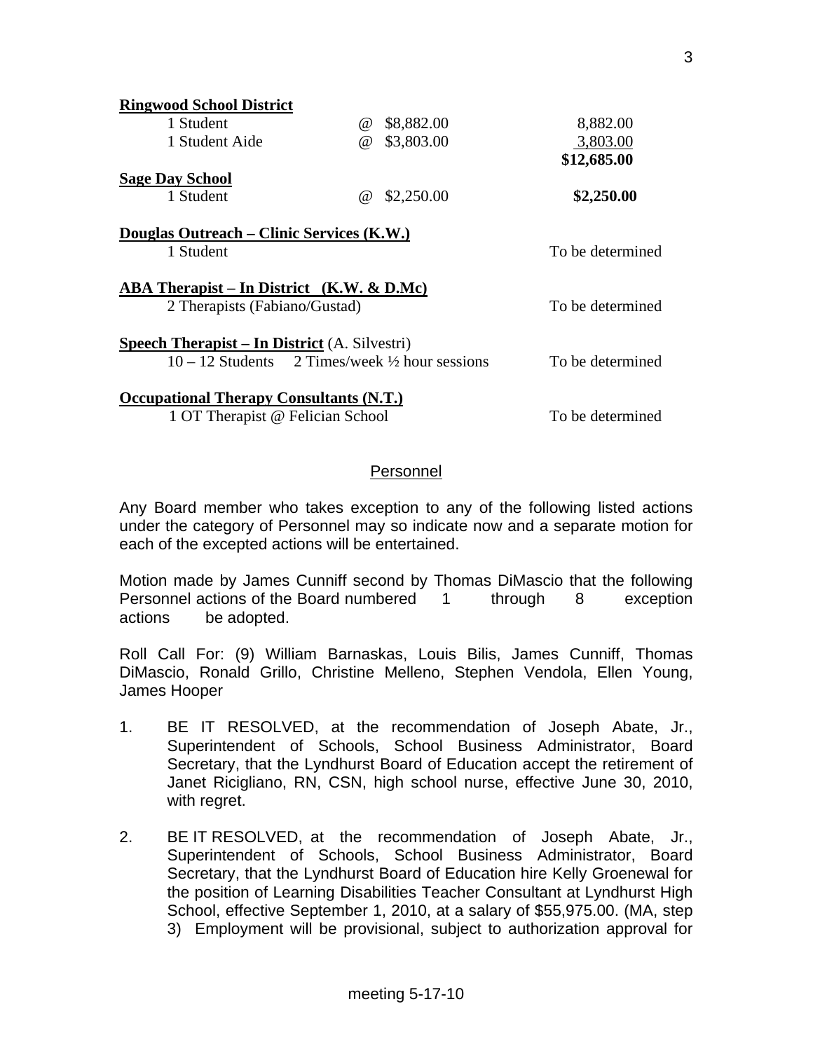**Ringwood School District**

| | | |
|---|---|---|
| 1 Student | @ $8,882.00 | 8,882.00 |
| 1 Student Aide | @ $3,803.00 | 3,803.00 |
| | | **$12,685.00** |

**Sage Day School**

| | | |
|---|---|---|
| 1 Student | @ $2,250.00 | **$2,250.00** |

**Douglas Outreach – Clinic Services (K.W.)**

1 Student — To be determined

**ABA Therapist – In District (K.W. & D.Mc)**

2 Therapists (Fabiano/Gustad) — To be determined

**Speech Therapist – In District** (A. Silvestri)

10 – 12 Students 2 Times/week ½ hour sessions — To be determined

**Occupational Therapy Consultants (N.T.)**

1 OT Therapist @ Felician School — To be determined

## Personnel

Any Board member who takes exception to any of the following listed actions under the category of Personnel may so indicate now and a separate motion for each of the excepted actions will be entertained.

Motion made by James Cunniff second by Thomas DiMascio that the following Personnel actions of the Board numbered 1 through 8 exception actions be adopted.

Roll Call For: (9) William Barnaskas, Louis Bilis, James Cunniff, Thomas DiMascio, Ronald Grillo, Christine Melleno, Stephen Vendola, Ellen Young, James Hooper

1. BE IT RESOLVED, at the recommendation of Joseph Abate, Jr., Superintendent of Schools, School Business Administrator, Board Secretary, that the Lyndhurst Board of Education accept the retirement of Janet Ricigliano, RN, CSN, high school nurse, effective June 30, 2010, with regret.

2. BE IT RESOLVED, at the recommendation of Joseph Abate, Jr., Superintendent of Schools, School Business Administrator, Board Secretary, that the Lyndhurst Board of Education hire Kelly Groenewal for the position of Learning Disabilities Teacher Consultant at Lyndhurst High School, effective September 1, 2010, at a salary of $55,975.00. (MA, step 3) Employment will be provisional, subject to authorization approval for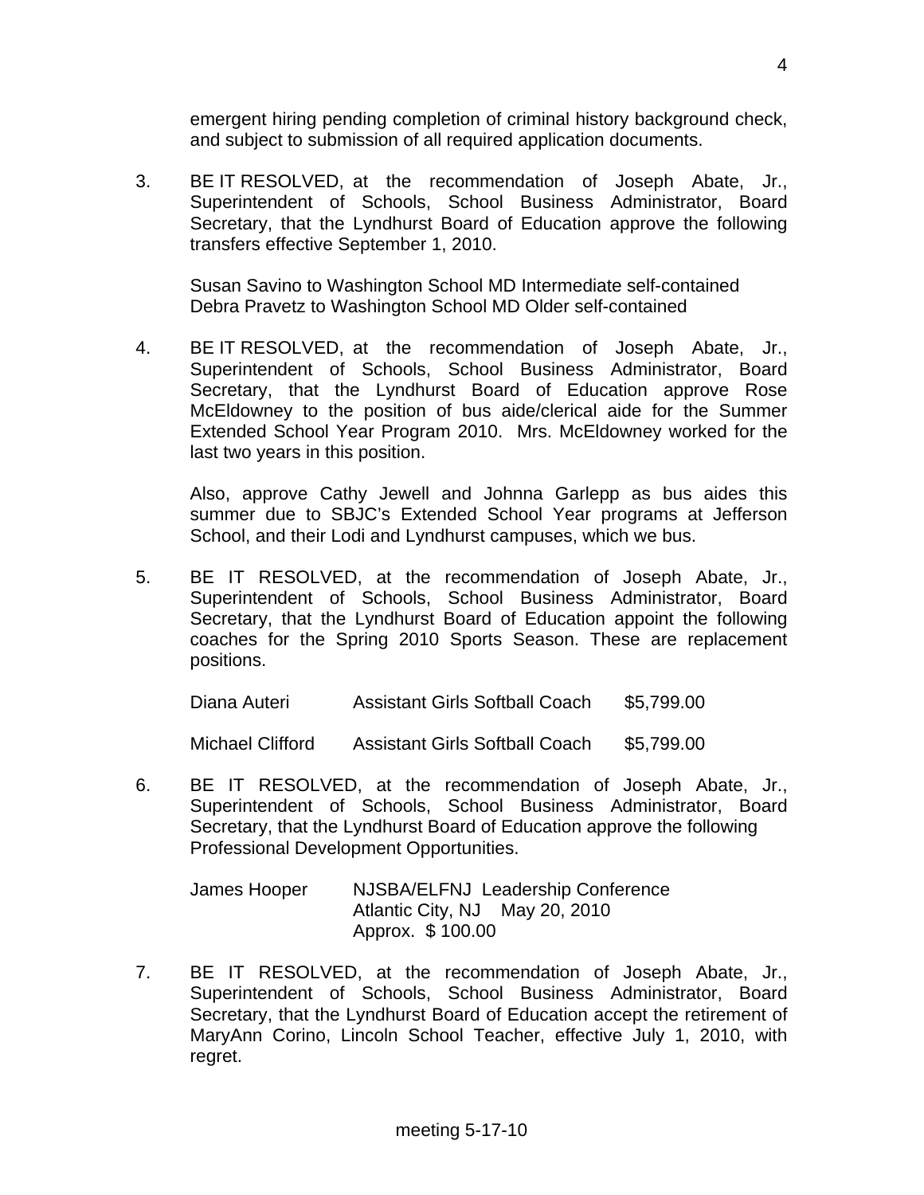emergent hiring pending completion of criminal history background check, and subject to submission of all required application documents.

3. BE IT RESOLVED, at the recommendation of Joseph Abate, Jr., Superintendent of Schools, School Business Administrator, Board Secretary, that the Lyndhurst Board of Education approve the following transfers effective September 1, 2010.

   Susan Savino to Washington School MD Intermediate self-contained
   Debra Pravetz to Washington School MD Older self-contained

4. BE IT RESOLVED, at the recommendation of Joseph Abate, Jr., Superintendent of Schools, School Business Administrator, Board Secretary, that the Lyndhurst Board of Education approve Rose McEldowney to the position of bus aide/clerical aide for the Summer Extended School Year Program 2010. Mrs. McEldowney worked for the last two years in this position.

   Also, approve Cathy Jewell and Johnna Garlepp as bus aides this summer due to SBJC's Extended School Year programs at Jefferson School, and their Lodi and Lyndhurst campuses, which we bus.

5. BE IT RESOLVED, at the recommendation of Joseph Abate, Jr., Superintendent of Schools, School Business Administrator, Board Secretary, that the Lyndhurst Board of Education appoint the following coaches for the Spring 2010 Sports Season. These are replacement positions.

| | | |
|---|---|---|
| Diana Auteri | Assistant Girls Softball Coach | $5,799.00 |
| Michael Clifford | Assistant Girls Softball Coach | $5,799.00 |

6. BE IT RESOLVED, at the recommendation of Joseph Abate, Jr., Superintendent of Schools, School Business Administrator, Board Secretary, that the Lyndhurst Board of Education approve the following Professional Development Opportunities.

   James Hooper    NJSBA/ELFNJ Leadership Conference
   Atlantic City, NJ    May 20, 2010
   Approx. $ 100.00

7. BE IT RESOLVED, at the recommendation of Joseph Abate, Jr., Superintendent of Schools, School Business Administrator, Board Secretary, that the Lyndhurst Board of Education accept the retirement of MaryAnn Corino, Lincoln School Teacher, effective July 1, 2010, with regret.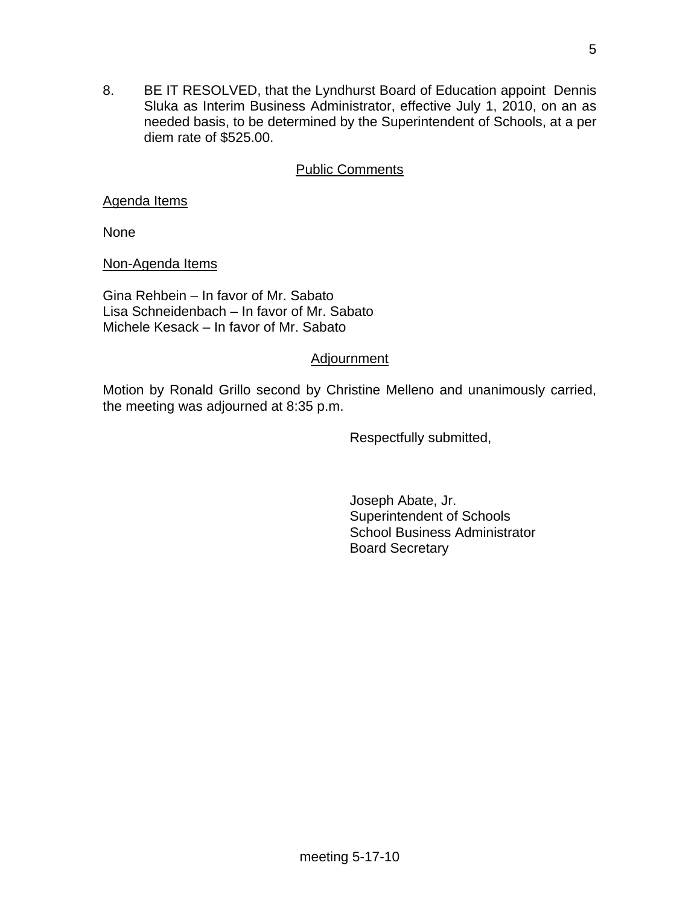8. BE IT RESOLVED, that the Lyndhurst Board of Education appoint Dennis Sluka as Interim Business Administrator, effective July 1, 2010, on an as needed basis, to be determined by the Superintendent of Schools, at a per diem rate of $525.00.

## Public Comments

Agenda Items

None

Non-Agenda Items

Gina Rehbein – In favor of Mr. Sabato
Lisa Schneidenbach – In favor of Mr. Sabato
Michele Kesack – In favor of Mr. Sabato

## Adjournment

Motion by Ronald Grillo second by Christine Melleno and unanimously carried, the meeting was adjourned at 8:35 p.m.

Respectfully submitted,

Joseph Abate, Jr.
Superintendent of Schools
School Business Administrator
Board Secretary